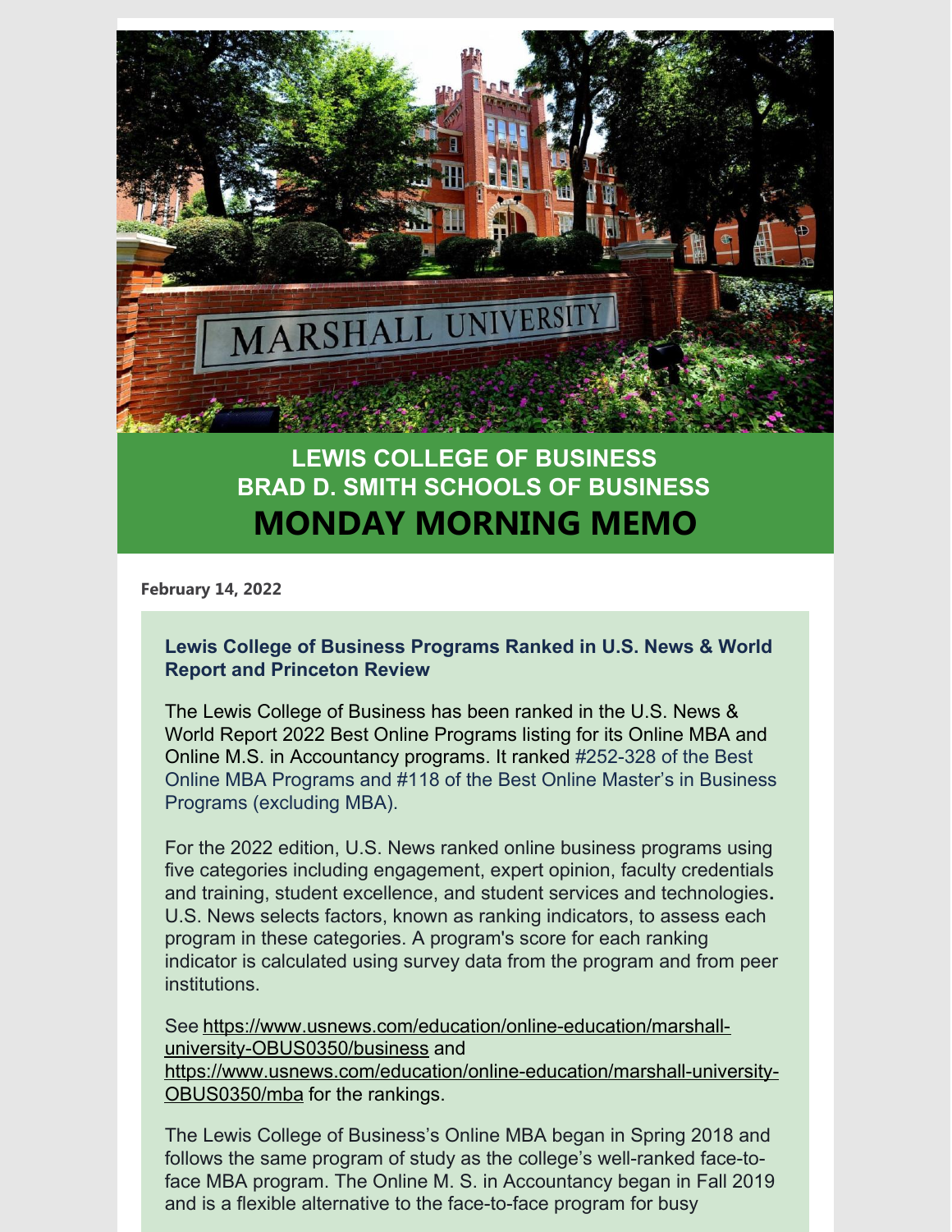# LEWIS COLLEGE OF BUSINESS
# BRAD D. SMITH SCHOOLS OF BUSINESS
# MONDAY MORNING MEMO

**February 14, 2022**

### Lewis College of Business Programs Ranked in U.S. News & World Report and Princeton Review

The Lewis College of Business has been ranked in the U.S. News & World Report 2022 Best Online Programs listing for its Online MBA and Online M.S. in Accountancy programs. It ranked #252-328 of the Best Online MBA Programs and #118 of the Best Online Master's in Business Programs (excluding MBA).

For the 2022 edition, U.S. News ranked online business programs using five categories including engagement, expert opinion, faculty credentials and training, student excellence, and student services and technologies**.** U.S. News selects factors, known as ranking indicators, to assess each program in these categories. A program's score for each ranking indicator is calculated using survey data from the program and from peer institutions.

See https://www.usnews.com/education/online-education/marshall-university-OBUS0350/business and https://www.usnews.com/education/online-education/marshall-university-OBUS0350/mba for the rankings.

The Lewis College of Business's Online MBA began in Spring 2018 and follows the same program of study as the college's well-ranked face-to-face MBA program. The Online M. S. in Accountancy began in Fall 2019 and is a flexible alternative to the face-to-face program for busy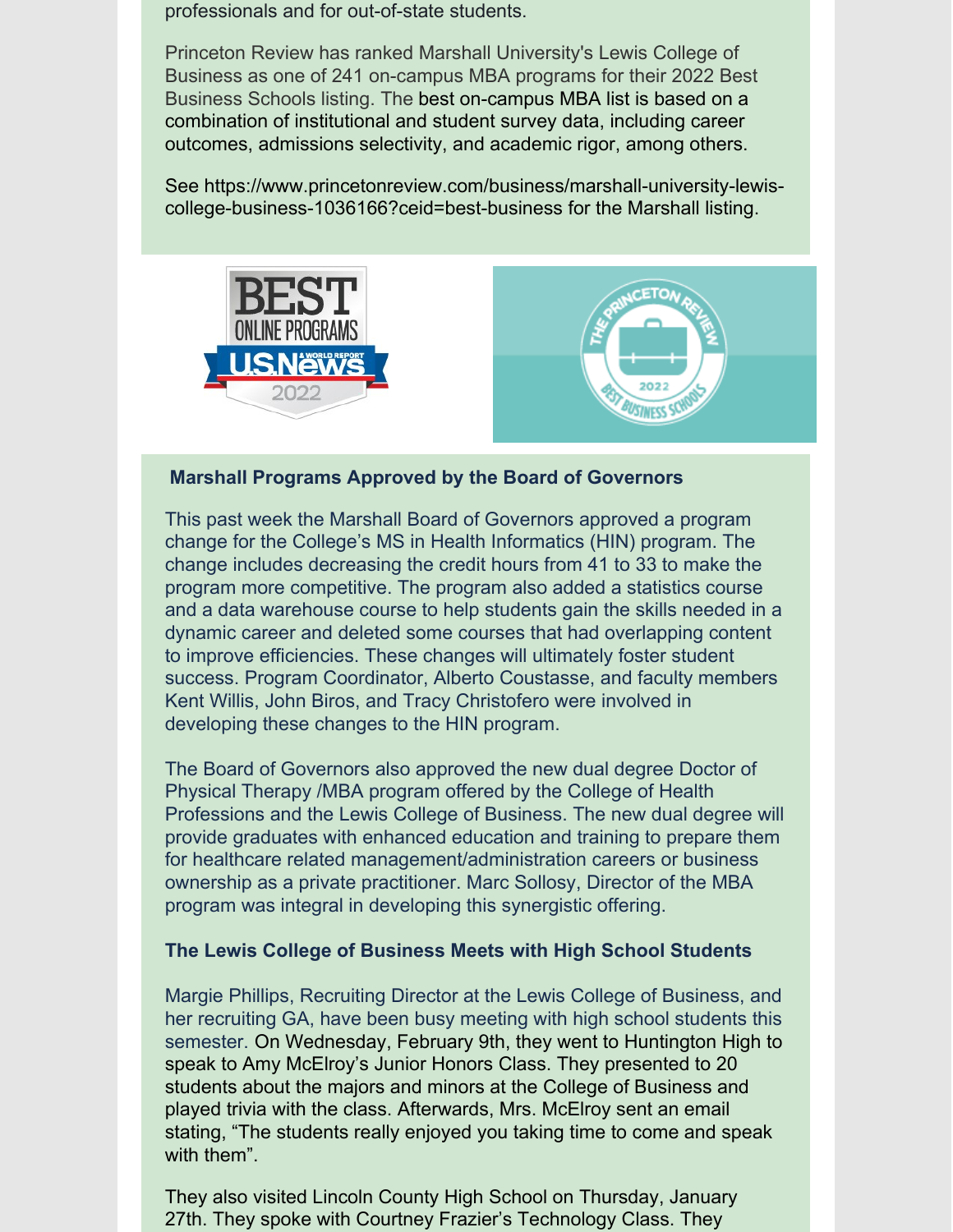professionals and for out-of-state students.

Princeton Review has ranked Marshall University's Lewis College of Business as one of 241 on-campus MBA programs for their 2022 Best Business Schools listing. The best on-campus MBA list is based on a combination of institutional and student survey data, including career outcomes, admissions selectivity, and academic rigor, among others.

See https://www.princetonreview.com/business/marshall-university-lewis-college-business-1036166?ceid=best-business for the Marshall listing.

**Marshall Programs Approved by the Board of Governors**

This past week the Marshall Board of Governors approved a program change for the College's MS in Health Informatics (HIN) program. The change includes decreasing the credit hours from 41 to 33 to make the program more competitive. The program also added a statistics course and a data warehouse course to help students gain the skills needed in a dynamic career and deleted some courses that had overlapping content to improve efficiencies. These changes will ultimately foster student success. Program Coordinator, Alberto Coustasse, and faculty members Kent Willis, John Biros, and Tracy Christofero were involved in developing these changes to the HIN program.

The Board of Governors also approved the new dual degree Doctor of Physical Therapy /MBA program offered by the College of Health Professions and the Lewis College of Business. The new dual degree will provide graduates with enhanced education and training to prepare them for healthcare related management/administration careers or business ownership as a private practitioner. Marc Sollosy, Director of the MBA program was integral in developing this synergistic offering.

**The Lewis College of Business Meets with High School Students**

Margie Phillips, Recruiting Director at the Lewis College of Business, and her recruiting GA, have been busy meeting with high school students this semester. On Wednesday, February 9th, they went to Huntington High to speak to Amy McElroy's Junior Honors Class. They presented to 20 students about the majors and minors at the College of Business and played trivia with the class. Afterwards, Mrs. McElroy sent an email stating, "The students really enjoyed you taking time to come and speak with them".

They also visited Lincoln County High School on Thursday, January 27th. They spoke with Courtney Frazier's Technology Class. They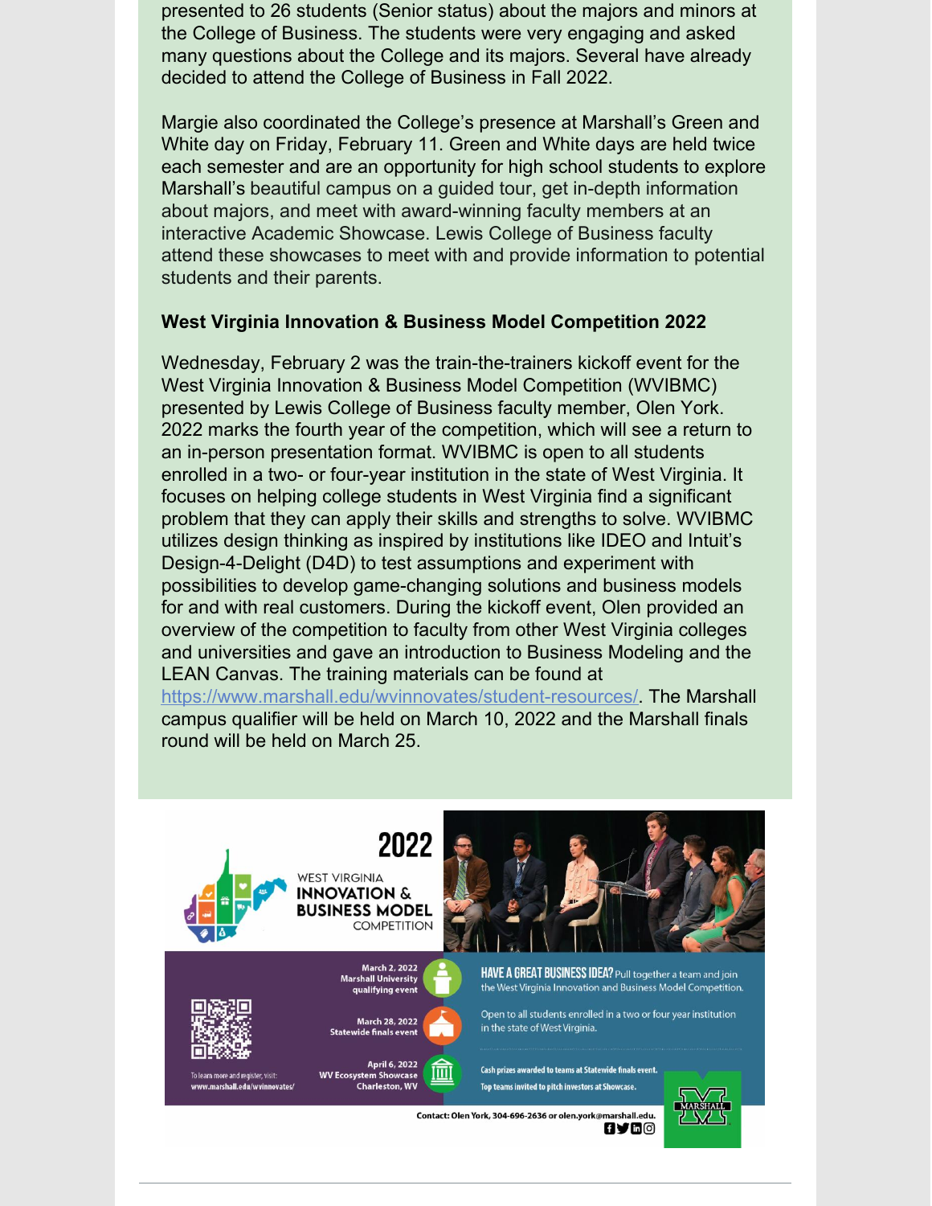presented to 26 students (Senior status) about the majors and minors at the College of Business. The students were very engaging and asked many questions about the College and its majors. Several have already decided to attend the College of Business in Fall 2022.

Margie also coordinated the College's presence at Marshall's Green and White day on Friday, February 11. Green and White days are held twice each semester and are an opportunity for high school students to explore Marshall's beautiful campus on a guided tour, get in-depth information about majors, and meet with award-winning faculty members at an interactive Academic Showcase. Lewis College of Business faculty attend these showcases to meet with and provide information to potential students and their parents.

**West Virginia Innovation & Business Model Competition 2022**

Wednesday, February 2 was the train-the-trainers kickoff event for the West Virginia Innovation & Business Model Competition (WVIBMC) presented by Lewis College of Business faculty member, Olen York. 2022 marks the fourth year of the competition, which will see a return to an in-person presentation format. WVIBMC is open to all students enrolled in a two- or four-year institution in the state of West Virginia. It focuses on helping college students in West Virginia find a significant problem that they can apply their skills and strengths to solve. WVIBMC utilizes design thinking as inspired by institutions like IDEO and Intuit's Design-4-Delight (D4D) to test assumptions and experiment with possibilities to develop game-changing solutions and business models for and with real customers. During the kickoff event, Olen provided an overview of the competition to faculty from other West Virginia colleges and universities and gave an introduction to Business Modeling and the LEAN Canvas. The training materials can be found at https://www.marshall.edu/wvinnovates/student-resources/. The Marshall campus qualifier will be held on March 10, 2022 and the Marshall finals round will be held on March 25.

2022 WEST VIRGINIA INNOVATION & BUSINESS MODEL COMPETITION

March 2, 2022 Marshall University qualifying event

March 28, 2022 Statewide finals event

April 6, 2022 WV Ecosystem Showcase Charleston, WV

To learn more and register, visit: www.marshall.edu/wvinnovates/

**HAVE A GREAT BUSINESS IDEA?** Pull together a team and join the West Virginia Innovation and Business Model Competition.

Open to all students enrolled in a two or four year institution in the state of West Virginia.

Cash prizes awarded to teams at Statewide finals event.

Top teams invited to pitch investors at Showcase.

Contact: Olen York, 304-696-2636 or olen.york@marshall.edu.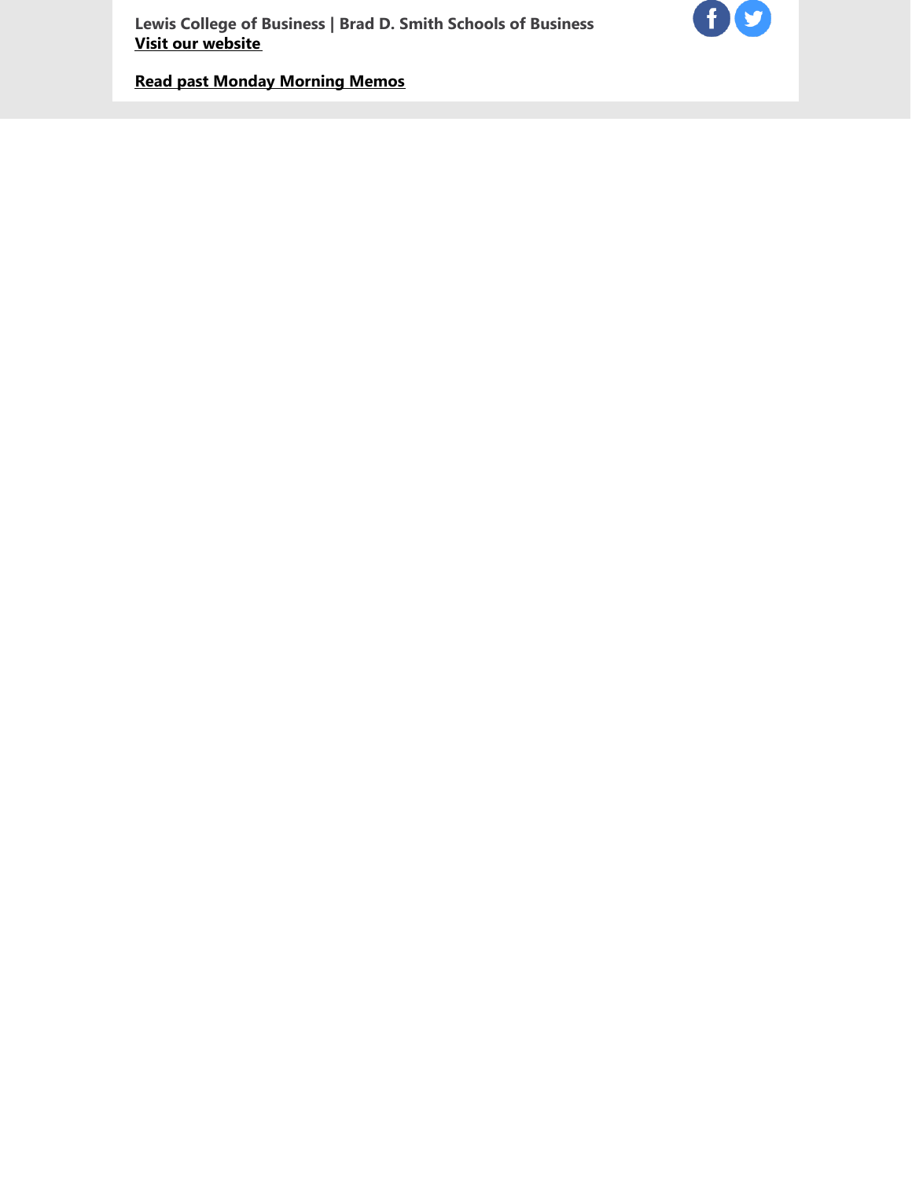**Lewis College of Business | Brad D. Smith Schools of Business**
**Visit our website**

**Read past Monday Morning Memos**